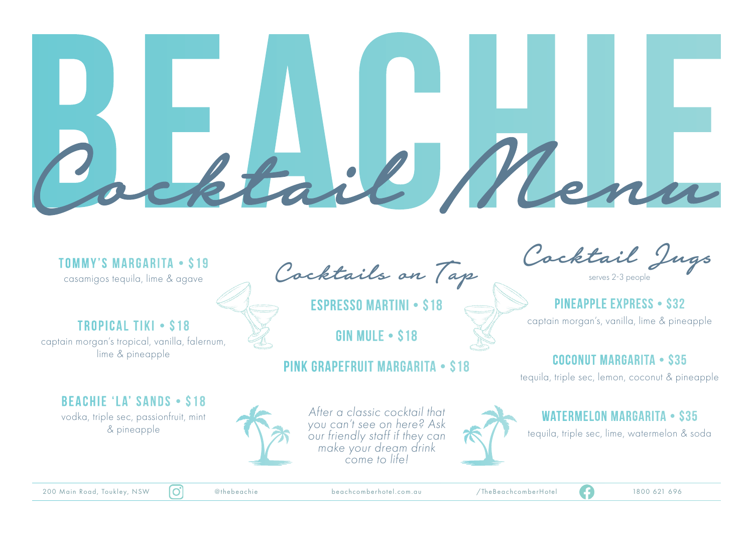# BEACHIE Cocktail Menu

**TOMMY'S MARGARITA • $19**
casamigos tequila, lime & agave

**TROPICAL TIKI • $18**
captain morgan's tropical, vanilla, falernum, lime & pineapple

**BEACHIE 'LA' SANDS • $18**
vodka, triple sec, passionfruit, mint & pineapple

## Cocktails on Tap

**ESPRESSO MARTINI • $18**

**GIN MULE • $18**

**PINK GRAPEFRUIT MARGARITA • $18**

*After a classic cocktail that you can't see on here? Ask our friendly staff if they can make your dream drink come to life!*

## Cocktail Jugs

serves 2-3 people

**PINEAPPLE EXPRESS • $32**
captain morgan's, vanilla, lime & pineapple

**COCONUT MARGARITA • $35**
tequila, triple sec, lemon, coconut & pineapple

**WATERMELON MARGARITA • $35**
tequila, triple sec, lime, watermelon & soda

200 Main Road, Toukley, NSW | @thebeachie | beachcomberhotel.com.au | /TheBeachcomberHotel | 1800 621 696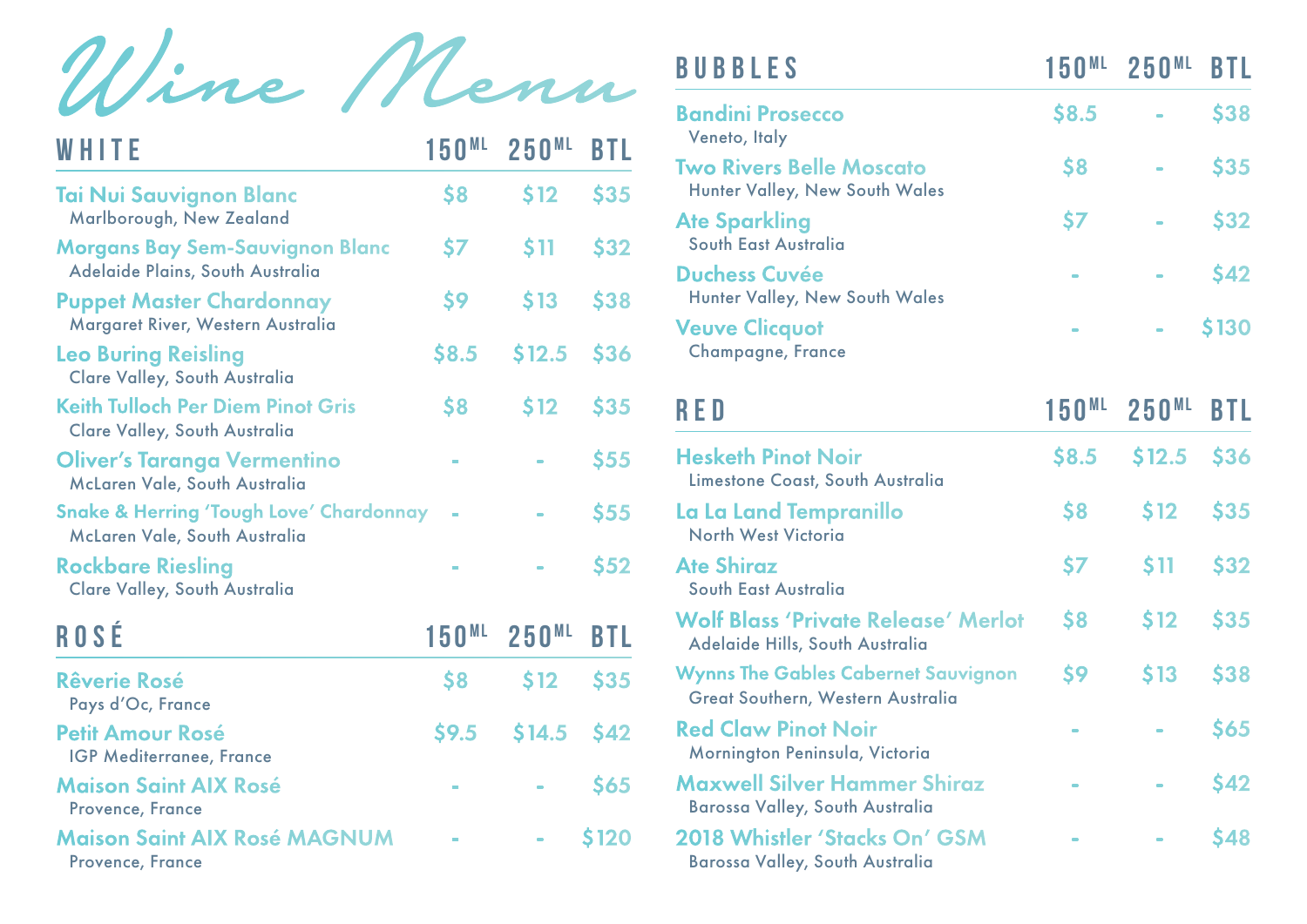# Wine Menu

## WHITE

| WHITE | 150ML | 250ML | BTL |
| --- | --- | --- | --- |
| **Tai Nui Sauvignon Blanc**<br>Marlborough, New Zealand | $8 | $12 | $35 |
| **Morgans Bay Sem-Sauvignon Blanc**<br>Adelaide Plains, South Australia | $7 | $11 | $32 |
| **Puppet Master Chardonnay**<br>Margaret River, Western Australia | $9 | $13 | $38 |
| **Leo Buring Reisling**<br>Clare Valley, South Australia | $8.5 | $12.5 | $36 |
| **Keith Tulloch Per Diem Pinot Gris**<br>Clare Valley, South Australia | $8 | $12 | $35 |
| **Oliver's Taranga Vermentino**<br>McLaren Vale, South Australia | - | - | $55 |
| **Snake & Herring 'Tough Love' Chardonnay**<br>McLaren Vale, South Australia | - | - | $55 |
| **Rockbare Riesling**<br>Clare Valley, South Australia | - | - | $52 |

## ROSÉ

| ROSÉ | 150ML | 250ML | BTL |
| --- | --- | --- | --- |
| **Rêverie Rosé**<br>Pays d'Oc, France | $8 | $12 | $35 |
| **Petit Amour Rosé**<br>IGP Mediterranee, France | $9.5 | $14.5 | $42 |
| **Maison Saint AIX Rosé**<br>Provence, France | - | - | $65 |
| **Maison Saint AIX Rosé MAGNUM**<br>Provence, France | - | - | $120 |

## BUBBLES

| BUBBLES | 150ML | 250ML | BTL |
| --- | --- | --- | --- |
| **Bandini Prosecco**<br>Veneto, Italy | $8.5 | - | $38 |
| **Two Rivers Belle Moscato**<br>Hunter Valley, New South Wales | $8 | - | $35 |
| **Ate Sparkling**<br>South East Australia | $7 | - | $32 |
| **Duchess Cuvée**<br>Hunter Valley, New South Wales | - | - | $42 |
| **Veuve Clicquot**<br>Champagne, France | - | - | $130 |

## RED

| RED | 150ML | 250ML | BTL |
| --- | --- | --- | --- |
| **Hesketh Pinot Noir**<br>Limestone Coast, South Australia | $8.5 | $12.5 | $36 |
| **La La Land Tempranillo**<br>North West Victoria | $8 | $12 | $35 |
| **Ate Shiraz**<br>South East Australia | $7 | $11 | $32 |
| **Wolf Blass 'Private Release' Merlot**<br>Adelaide Hills, South Australia | $8 | $12 | $35 |
| **Wynns The Gables Cabernet Sauvignon**<br>Great Southern, Western Australia | $9 | $13 | $38 |
| **Red Claw Pinot Noir**<br>Mornington Peninsula, Victoria | - | - | $65 |
| **Maxwell Silver Hammer Shiraz**<br>Barossa Valley, South Australia | - | - | $42 |
| **2018 Whistler 'Stacks On' GSM**<br>Barossa Valley, South Australia | - | - | $48 |